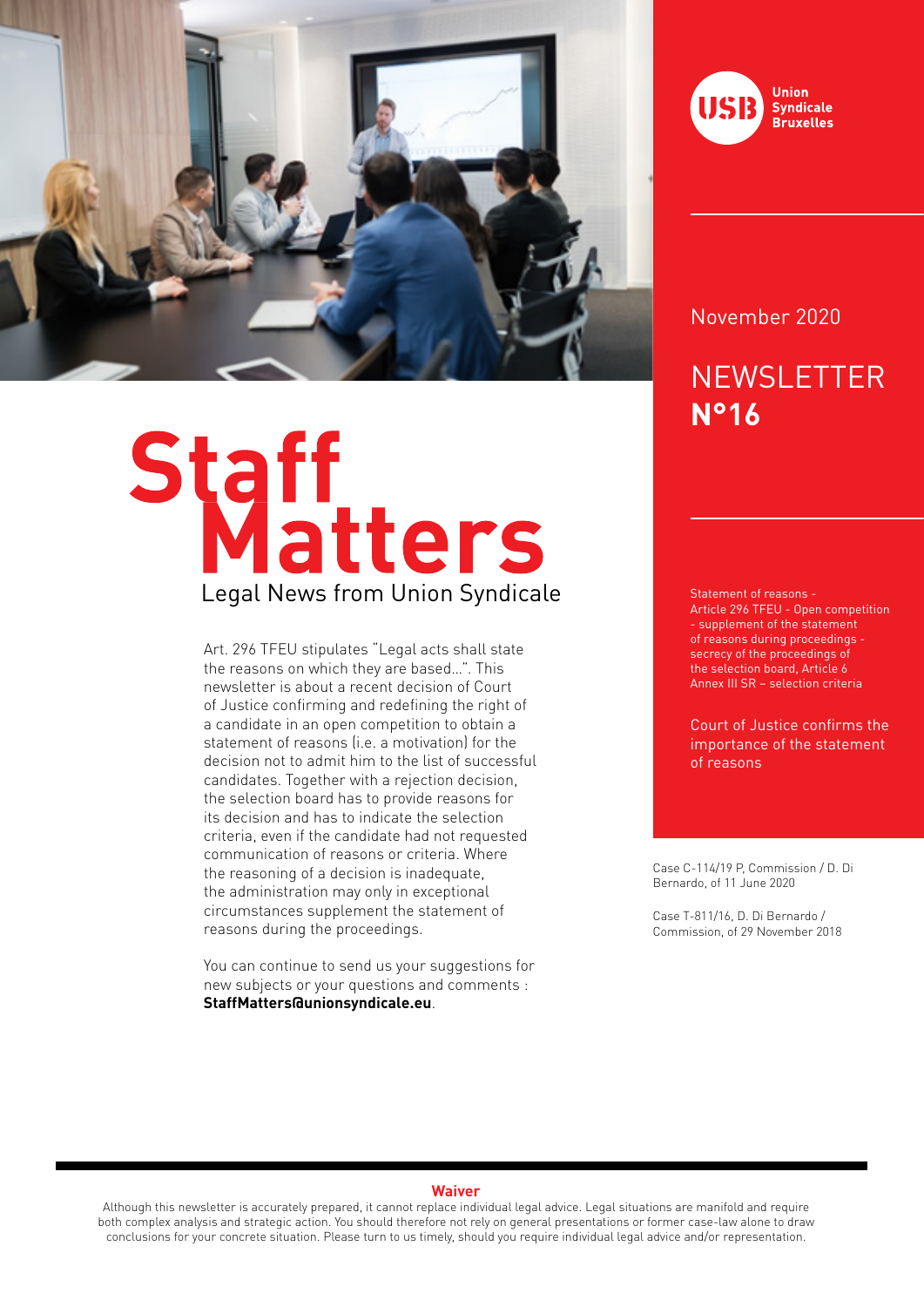Union Syndicale Bruxelles

November 2020

# NEWSLETTER **N°16**

# Staff Matters

## Legal News from Union Syndicale

Art. 296 TFEU stipulates "Legal acts shall state the reasons on which they are based…". This newsletter is about a recent decision of Court of Justice confirming and redefining the right of a candidate in an open competition to obtain a statement of reasons (i.e. a motivation) for the decision not to admit him to the list of successful candidates. Together with a rejection decision, the selection board has to provide reasons for its decision and has to indicate the selection criteria, even if the candidate had not requested communication of reasons or criteria. Where the reasoning of a decision is inadequate, the administration may only in exceptional circumstances supplement the statement of reasons during the proceedings.

You can continue to send us your suggestions for new subjects or your questions and comments : **StaffMatters@unionsyndicale.eu**.

Statement of reasons - Article 296 TFEU - Open competition - supplement of the statement of reasons during proceedings - secrecy of the proceedings of the selection board, Article 6 Annex III SR – selection criteria

Court of Justice confirms the importance of the statement of reasons

Case C-114/19 P, Commission / D. Di Bernardo, of 11 June 2020

Case T-811/16, D. Di Bernardo / Commission, of 29 November 2018

**Waiver**

Although this newsletter is accurately prepared, it cannot replace individual legal advice. Legal situations are manifold and require both complex analysis and strategic action. You should therefore not rely on general presentations or former case-law alone to draw conclusions for your concrete situation. Please turn to us timely, should you require individual legal advice and/or representation.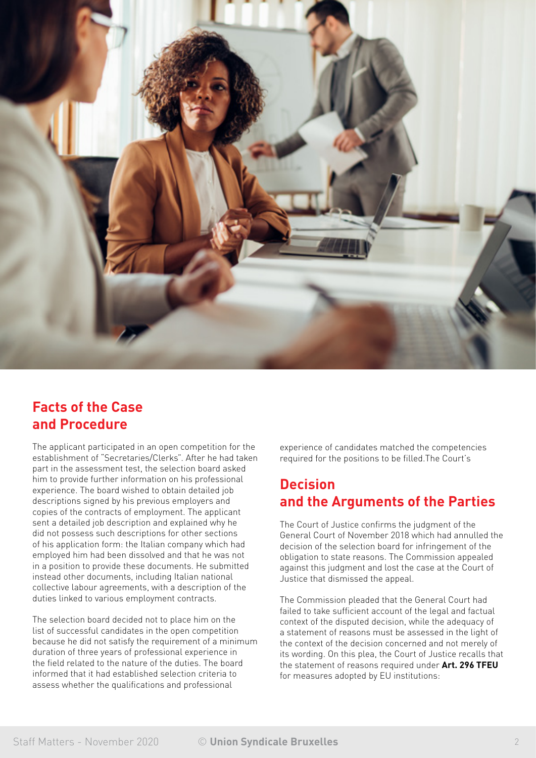## Facts of the Case and Procedure

The applicant participated in an open competition for the establishment of "Secretaries/Clerks". After he had taken part in the assessment test, the selection board asked him to provide further information on his professional experience. The board wished to obtain detailed job descriptions signed by his previous employers and copies of the contracts of employment. The applicant sent a detailed job description and explained why he did not possess such descriptions for other sections of his application form: the Italian company which had employed him had been dissolved and that he was not in a position to provide these documents. He submitted instead other documents, including Italian national collective labour agreements, with a description of the duties linked to various employment contracts.

The selection board decided not to place him on the list of successful candidates in the open competition because he did not satisfy the requirement of a minimum duration of three years of professional experience in the field related to the nature of the duties. The board informed that it had established selection criteria to assess whether the qualifications and professional experience of candidates matched the competencies required for the positions to be filled.The Court's

## Decision and the Arguments of the Parties

The Court of Justice confirms the judgment of the General Court of November 2018 which had annulled the decision of the selection board for infringement of the obligation to state reasons. The Commission appealed against this judgment and lost the case at the Court of Justice that dismissed the appeal.

The Commission pleaded that the General Court had failed to take sufficient account of the legal and factual context of the disputed decision, while the adequacy of a statement of reasons must be assessed in the light of the context of the decision concerned and not merely of its wording. On this plea, the Court of Justice recalls that the statement of reasons required under **Art. 296 TFEU** for measures adopted by EU institutions: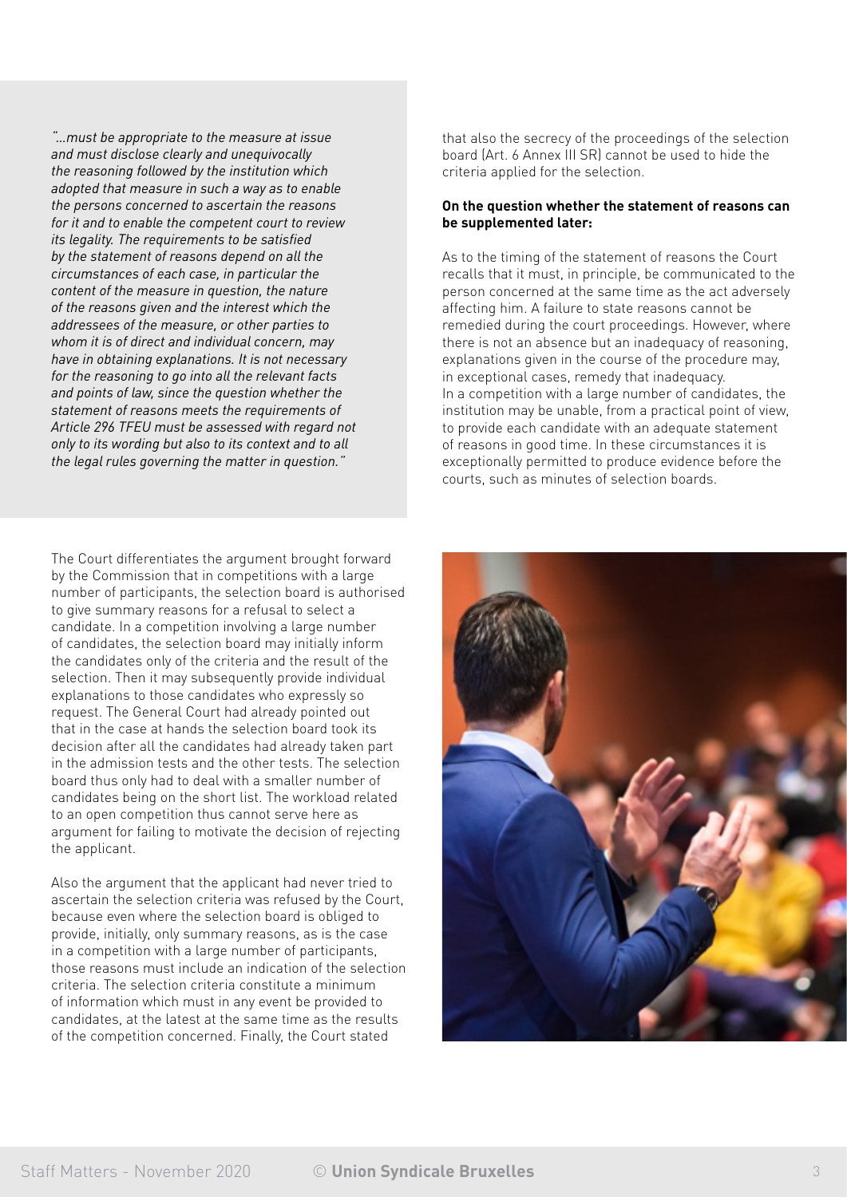*"...must be appropriate to the measure at issue and must disclose clearly and unequivocally the reasoning followed by the institution which adopted that measure in such a way as to enable the persons concerned to ascertain the reasons for it and to enable the competent court to review its legality. The requirements to be satisfied by the statement of reasons depend on all the circumstances of each case, in particular the content of the measure in question, the nature of the reasons given and the interest which the addressees of the measure, or other parties to whom it is of direct and individual concern, may have in obtaining explanations. It is not necessary for the reasoning to go into all the relevant facts and points of law, since the question whether the statement of reasons meets the requirements of Article 296 TFEU must be assessed with regard not only to its wording but also to its context and to all the legal rules governing the matter in question."*

The Court differentiates the argument brought forward by the Commission that in competitions with a large number of participants, the selection board is authorised to give summary reasons for a refusal to select a candidate. In a competition involving a large number of candidates, the selection board may initially inform the candidates only of the criteria and the result of the selection. Then it may subsequently provide individual explanations to those candidates who expressly so request. The General Court had already pointed out that in the case at hands the selection board took its decision after all the candidates had already taken part in the admission tests and the other tests. The selection board thus only had to deal with a smaller number of candidates being on the short list. The workload related to an open competition thus cannot serve here as argument for failing to motivate the decision of rejecting the applicant.

Also the argument that the applicant had never tried to ascertain the selection criteria was refused by the Court, because even where the selection board is obliged to provide, initially, only summary reasons, as is the case in a competition with a large number of participants, those reasons must include an indication of the selection criteria. The selection criteria constitute a minimum of information which must in any event be provided to candidates, at the latest at the same time as the results of the competition concerned. Finally, the Court stated that also the secrecy of the proceedings of the selection board (Art. 6 Annex III SR) cannot be used to hide the criteria applied for the selection.

**On the question whether the statement of reasons can be supplemented later:**

As to the timing of the statement of reasons the Court recalls that it must, in principle, be communicated to the person concerned at the same time as the act adversely affecting him. A failure to state reasons cannot be remedied during the court proceedings. However, where there is not an absence but an inadequacy of reasoning, explanations given in the course of the procedure may, in exceptional cases, remedy that inadequacy.
In a competition with a large number of candidates, the institution may be unable, from a practical point of view, to provide each candidate with an adequate statement of reasons in good time. In these circumstances it is exceptionally permitted to produce evidence before the courts, such as minutes of selection boards.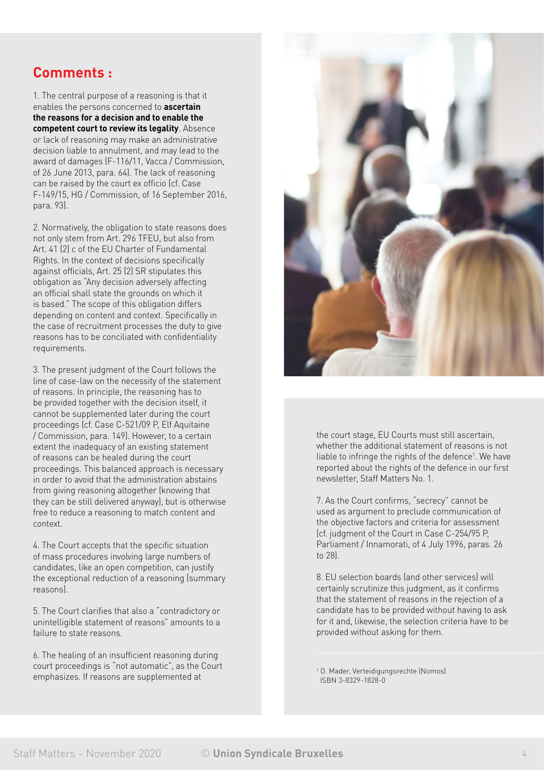## Comments :

1. The central purpose of a reasoning is that it enables the persons concerned to **ascertain the reasons for a decision and to enable the competent court to review its legality**. Absence or lack of reasoning may make an administrative decision liable to annulment, and may lead to the award of damages (F-116/11, Vacca / Commission, of 26 June 2013, para. 64). The lack of reasoning can be raised by the court ex officio (cf. Case F-149/15, HG / Commission, of 16 September 2016, para. 93).

2. Normatively, the obligation to state reasons does not only stem from Art. 296 TFEU, but also from Art. 41 (2) c of the EU Charter of Fundamental Rights. In the context of decisions specifically against officials, Art. 25 (2) SR stipulates this obligation as "Any decision adversely affecting an official shall state the grounds on which it is based." The scope of this obligation differs depending on content and context. Specifically in the case of recruitment processes the duty to give reasons has to be conciliated with confidentiality requirements.

3. The present judgment of the Court follows the line of case-law on the necessity of the statement of reasons. In principle, the reasoning has to be provided together with the decision itself, it cannot be supplemented later during the court proceedings (cf. Case C-521/09 P, Elf Aquitaine / Commission, para. 149). However, to a certain extent the inadequacy of an existing statement of reasons can be healed during the court proceedings. This balanced approach is necessary in order to avoid that the administration abstains from giving reasoning altogether (knowing that they can be still delivered anyway), but is otherwise free to reduce a reasoning to match content and context.

4. The Court accepts that the specific situation of mass procedures involving large numbers of candidates, like an open competition, can justify the exceptional reduction of a reasoning (summary reasons).

5. The Court clarifies that also a "contradictory or unintelligible statement of reasons" amounts to a failure to state reasons.

6. The healing of an insufficient reasoning during court proceedings is "not automatic", as the Court emphasizes. If reasons are supplemented at the court stage, EU Courts must still ascertain, whether the additional statement of reasons is not liable to infringe the rights of the defence[1]. We have reported about the rights of the defence in our first newsletter, Staff Matters No. 1.

7. As the Court confirms, "secrecy" cannot be used as argument to preclude communication of the objective factors and criteria for assessment (cf. judgment of the Court in Case C-254/95 P, Parliament / Innamorati, of 4 July 1996, paras. 26 to 28).

8. EU selection boards (and other services) will certainly scrutinize this judgment, as it confirms that the statement of reasons in the rejection of a candidate has to be provided without having to ask for it and, likewise, the selection criteria have to be provided without asking for them.

[1] O. Mader, Verteidigungsrechte (Nomos) ISBN 3-8329-1828-0